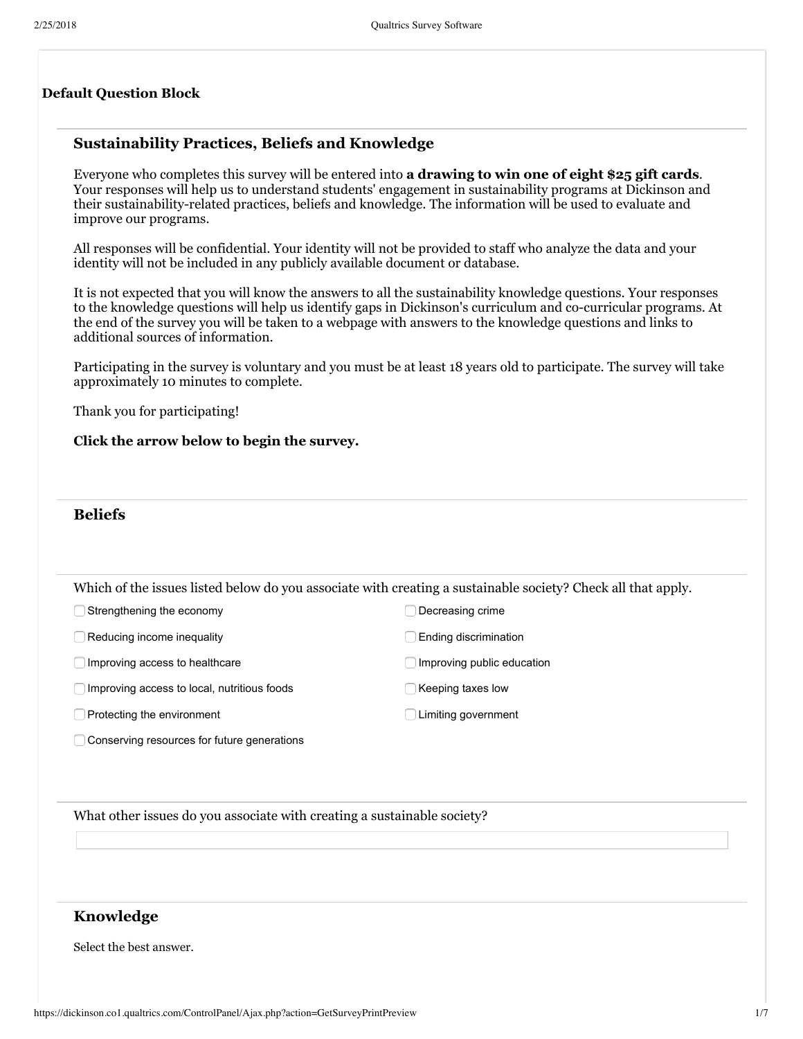**Default Question Block**

## Sustainability Practices, Beliefs and Knowledge

Everyone who completes this survey will be entered into **a drawing to win one of eight $25 gift cards**. Your responses will help us to understand students' engagement in sustainability programs at Dickinson and their sustainability-related practices, beliefs and knowledge. The information will be used to evaluate and improve our programs.

All responses will be confidential. Your identity will not be provided to staff who analyze the data and your identity will not be included in any publicly available document or database.

It is not expected that you will know the answers to all the sustainability knowledge questions. Your responses to the knowledge questions will help us identify gaps in Dickinson's curriculum and co-curricular programs. At the end of the survey you will be taken to a webpage with answers to the knowledge questions and links to additional sources of information.

Participating in the survey is voluntary and you must be at least 18 years old to participate. The survey will take approximately 10 minutes to complete.

Thank you for participating!

**Click the arrow below to begin the survey.**

## Beliefs

Which of the issues listed below do you associate with creating a sustainable society? Check all that apply.

- ☐ Strengthening the economy
- ☐ Reducing income inequality
- ☐ Improving access to healthcare
- ☐ Improving access to local, nutritious foods
- ☐ Protecting the environment
- ☐ Conserving resources for future generations
- ☐ Decreasing crime
- ☐ Ending discrimination
- ☐ Improving public education
- ☐ Keeping taxes low
- ☐ Limiting government

What other issues do you associate with creating a sustainable society?

## Knowledge

Select the best answer.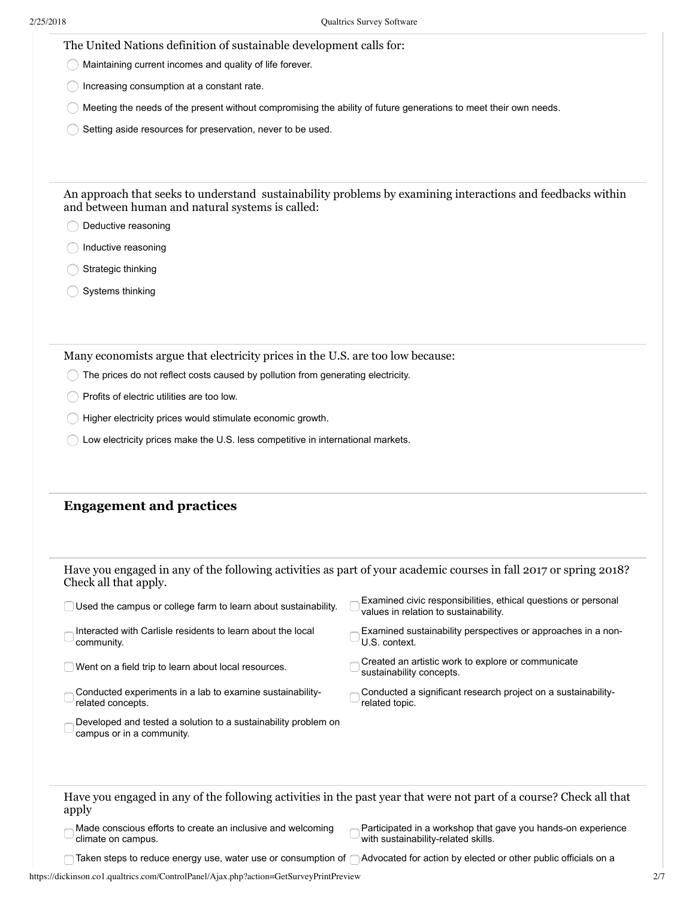The United Nations definition of sustainable development calls for:

- ◯ Maintaining current incomes and quality of life forever.
- ◯ Increasing consumption at a constant rate.
- ◯ Meeting the needs of the present without compromising the ability of future generations to meet their own needs.
- ◯ Setting aside resources for preservation, never to be used.

An approach that seeks to understand sustainability problems by examining interactions and feedbacks within and between human and natural systems is called:

- ◯ Deductive reasoning
- ◯ Inductive reasoning
- ◯ Strategic thinking
- ◯ Systems thinking

Many economists argue that electricity prices in the U.S. are too low because:

- ◯ The prices do not reflect costs caused by pollution from generating electricity.
- ◯ Profits of electric utilities are too low.
- ◯ Higher electricity prices would stimulate economic growth.
- ◯ Low electricity prices make the U.S. less competitive in international markets.

## Engagement and practices

Have you engaged in any of the following activities as part of your academic courses in fall 2017 or spring 2018? Check all that apply.

- ☐ Used the campus or college farm to learn about sustainability.
- ☐ Interacted with Carlisle residents to learn about the local community.
- ☐ Went on a field trip to learn about local resources.
- ☐ Conducted experiments in a lab to examine sustainability-related concepts.
- ☐ Developed and tested a solution to a sustainability problem on campus or in a community.
- ☐ Examined civic responsibilities, ethical questions or personal values in relation to sustainability.
- ☐ Examined sustainability perspectives or approaches in a non-U.S. context.
- ☐ Created an artistic work to explore or communicate sustainability concepts.
- ☐ Conducted a significant research project on a sustainability-related topic.

Have you engaged in any of the following activities in the past year that were not part of a course? Check all that apply

- ☐ Made conscious efforts to create an inclusive and welcoming climate on campus.
- ☐ Taken steps to reduce energy use, water use or consumption of
- ☐ Participated in a workshop that gave you hands-on experience with sustainability-related skills.
- ☐ Advocated for action by elected or other public officials on a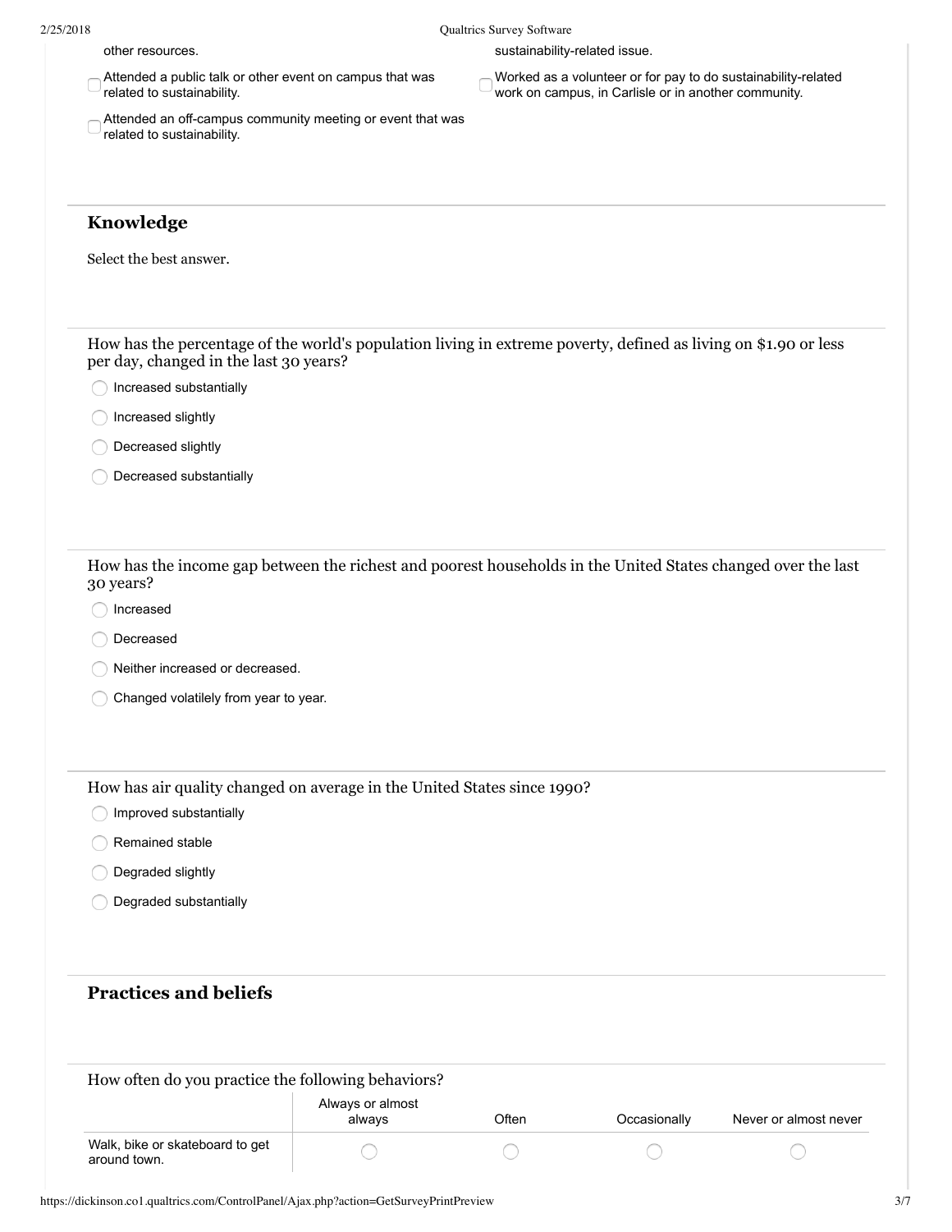other resources.

sustainability-related issue.

- Attended a public talk or other event on campus that was related to sustainability.
- Attended an off-campus community meeting or event that was related to sustainability.
- Worked as a volunteer or for pay to do sustainability-related work on campus, in Carlisle or in another community.

## Knowledge

Select the best answer.

How has the percentage of the world's population living in extreme poverty, defined as living on $1.90 or less per day, changed in the last 30 years?

- Increased substantially
- Increased slightly
- Decreased slightly
- Decreased substantially

How has the income gap between the richest and poorest households in the United States changed over the last 30 years?

- Increased
- Decreased
- Neither increased or decreased.
- Changed volatilely from year to year.

How has air quality changed on average in the United States since 1990?

- Improved substantially
- Remained stable
- Degraded slightly
- Degraded substantially

## Practices and beliefs

How often do you practice the following behaviors?

| | Always or almost always | Often | Occasionally | Never or almost never |
|---|---|---|---|---|
| Walk, bike or skateboard to get around town. | ◯ | ◯ | ◯ | ◯ |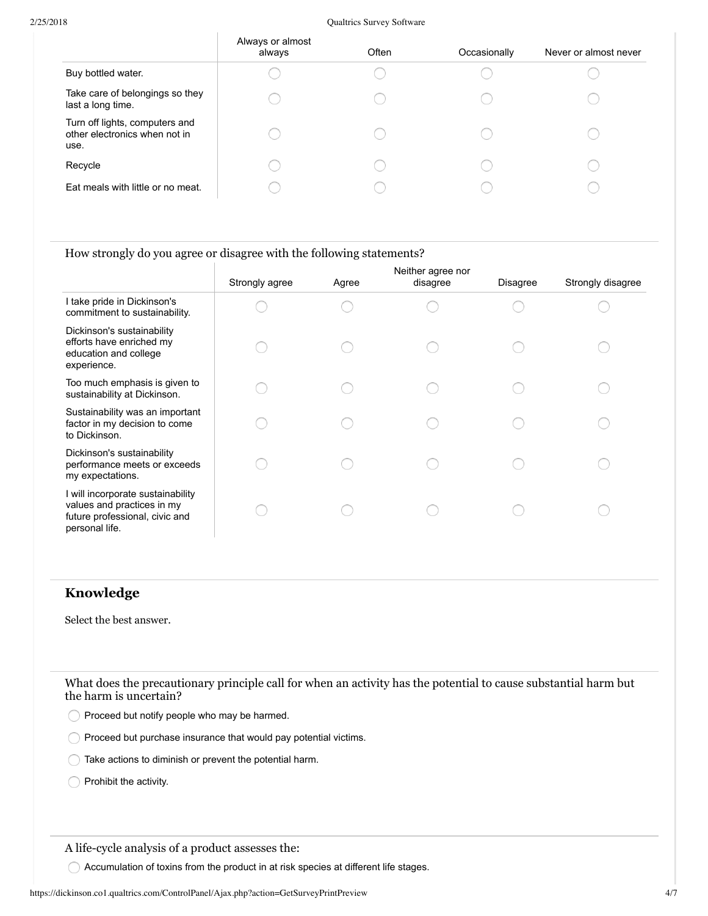| | Always or almost always | Often | Occasionally | Never or almost never |
|---|---|---|---|---|
| Buy bottled water. | ◯ | ◯ | ◯ | ◯ |
| Take care of belongings so they last a long time. | ◯ | ◯ | ◯ | ◯ |
| Turn off lights, computers and other electronics when not in use. | ◯ | ◯ | ◯ | ◯ |
| Recycle | ◯ | ◯ | ◯ | ◯ |
| Eat meals with little or no meat. | ◯ | ◯ | ◯ | ◯ |

How strongly do you agree or disagree with the following statements?

| | Strongly agree | Agree | Neither agree nor disagree | Disagree | Strongly disagree |
|---|---|---|---|---|---|
| I take pride in Dickinson's commitment to sustainability. | ◯ | ◯ | ◯ | ◯ | ◯ |
| Dickinson's sustainability efforts have enriched my education and college experience. | ◯ | ◯ | ◯ | ◯ | ◯ |
| Too much emphasis is given to sustainability at Dickinson. | ◯ | ◯ | ◯ | ◯ | ◯ |
| Sustainability was an important factor in my decision to come to Dickinson. | ◯ | ◯ | ◯ | ◯ | ◯ |
| Dickinson's sustainability performance meets or exceeds my expectations. | ◯ | ◯ | ◯ | ◯ | ◯ |
| I will incorporate sustainability values and practices in my future professional, civic and personal life. | ◯ | ◯ | ◯ | ◯ | ◯ |

## Knowledge

Select the best answer.

What does the precautionary principle call for when an activity has the potential to cause substantial harm but the harm is uncertain?

- ◯ Proceed but notify people who may be harmed.
- ◯ Proceed but purchase insurance that would pay potential victims.
- ◯ Take actions to diminish or prevent the potential harm.
- ◯ Prohibit the activity.

A life-cycle analysis of a product assesses the:

- ◯ Accumulation of toxins from the product in at risk species at different life stages.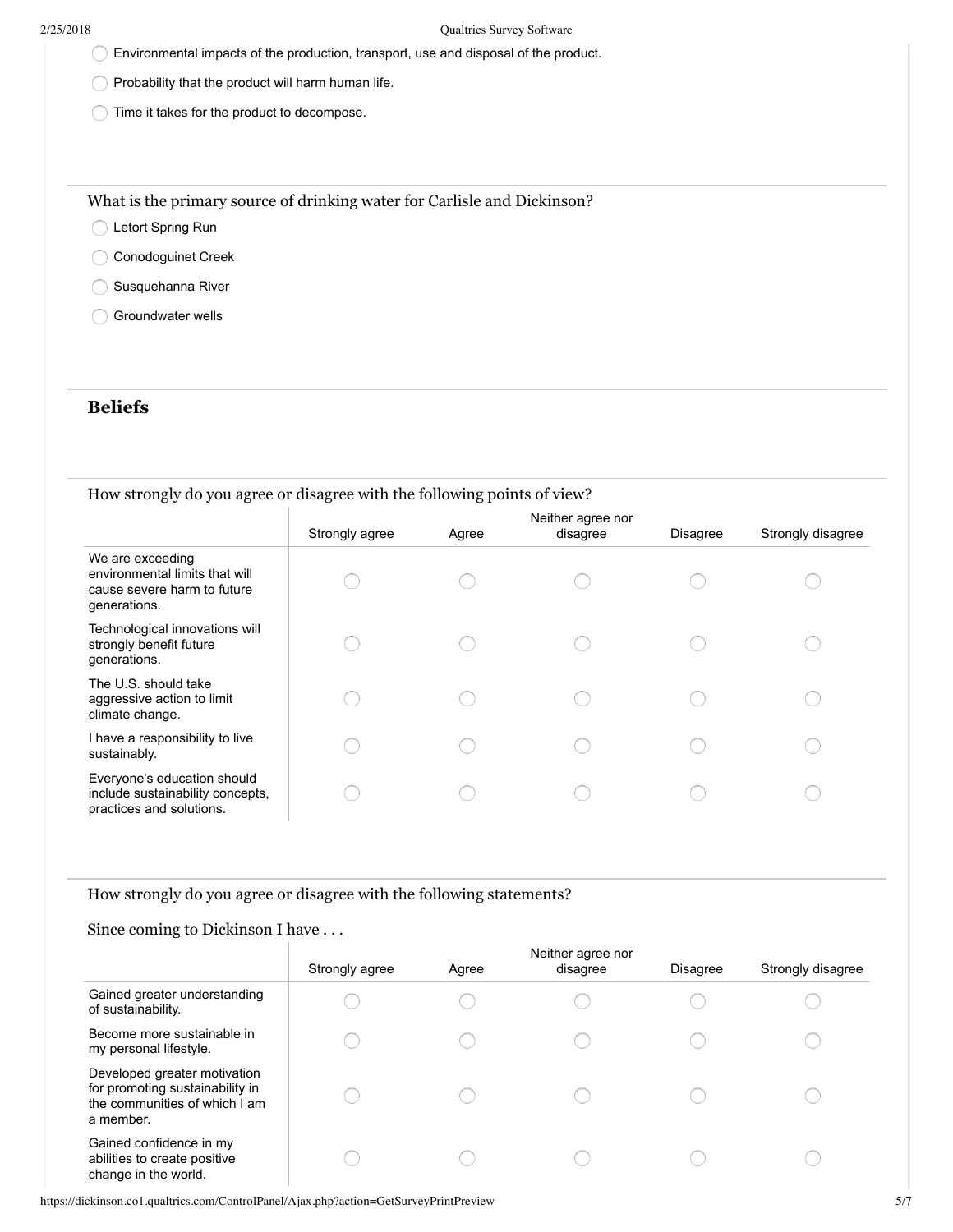- Environmental impacts of the production, transport, use and disposal of the product.
- Probability that the product will harm human life.
- Time it takes for the product to decompose.

What is the primary source of drinking water for Carlisle and Dickinson?

- Letort Spring Run
- Conodoguinet Creek
- Susquehanna River
- Groundwater wells

## Beliefs

How strongly do you agree or disagree with the following points of view?

| | Strongly agree | Agree | Neither agree nor disagree | Disagree | Strongly disagree |
|---|---|---|---|---|---|
| We are exceeding environmental limits that will cause severe harm to future generations. | ○ | ○ | ○ | ○ | ○ |
| Technological innovations will strongly benefit future generations. | ○ | ○ | ○ | ○ | ○ |
| The U.S. should take aggressive action to limit climate change. | ○ | ○ | ○ | ○ | ○ |
| I have a responsibility to live sustainably. | ○ | ○ | ○ | ○ | ○ |
| Everyone's education should include sustainability concepts, practices and solutions. | ○ | ○ | ○ | ○ | ○ |

How strongly do you agree or disagree with the following statements?

Since coming to Dickinson I have . . .

| | Strongly agree | Agree | Neither agree nor disagree | Disagree | Strongly disagree |
|---|---|---|---|---|---|
| Gained greater understanding of sustainability. | ○ | ○ | ○ | ○ | ○ |
| Become more sustainable in my personal lifestyle. | ○ | ○ | ○ | ○ | ○ |
| Developed greater motivation for promoting sustainability in the communities of which I am a member. | ○ | ○ | ○ | ○ | ○ |
| Gained confidence in my abilities to create positive change in the world. | ○ | ○ | ○ | ○ | ○ |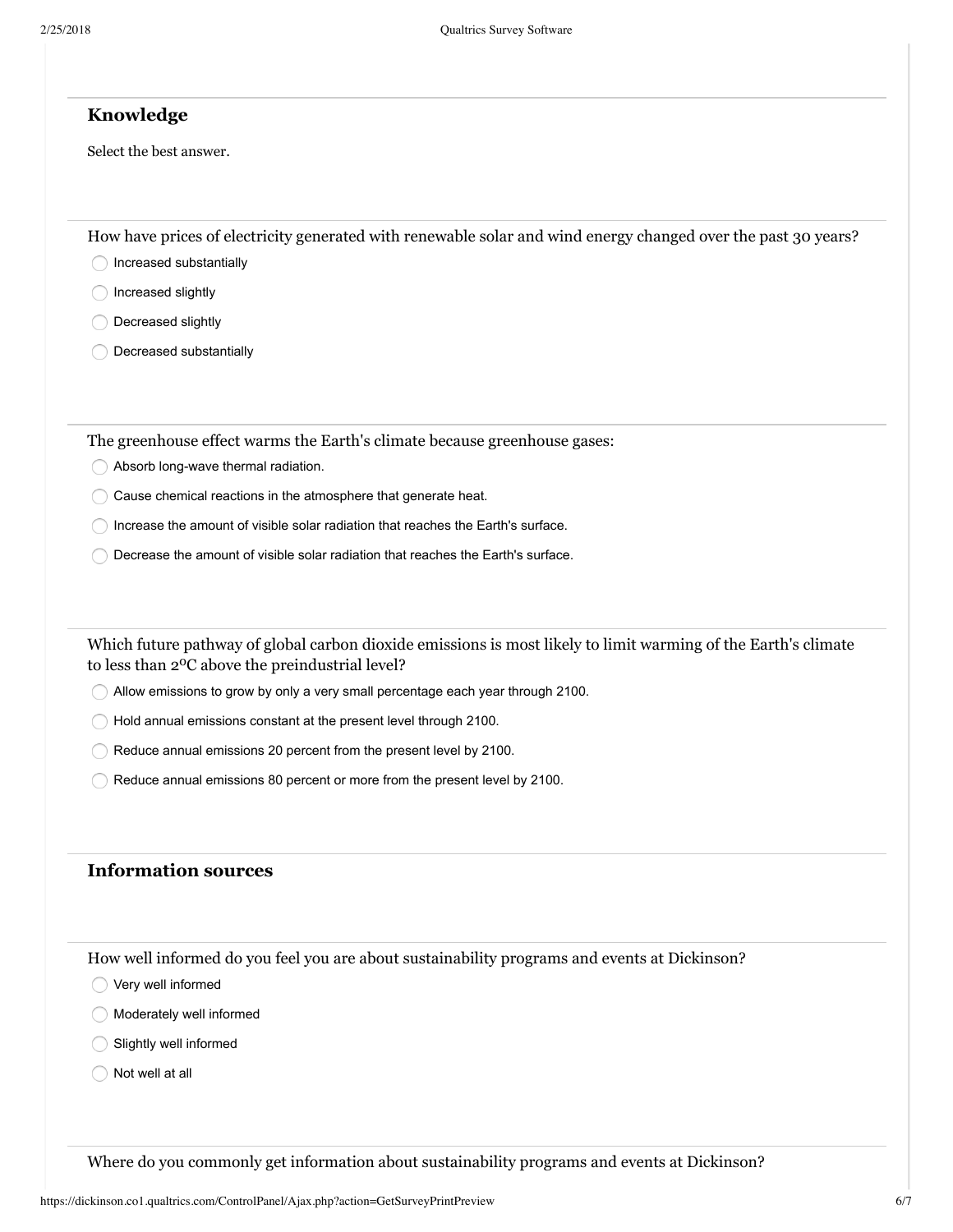## Knowledge

Select the best answer.

How have prices of electricity generated with renewable solar and wind energy changed over the past 30 years?

- Increased substantially
- Increased slightly
- Decreased slightly
- Decreased substantially

The greenhouse effect warms the Earth's climate because greenhouse gases:

- Absorb long-wave thermal radiation.
- Cause chemical reactions in the atmosphere that generate heat.
- Increase the amount of visible solar radiation that reaches the Earth's surface.
- Decrease the amount of visible solar radiation that reaches the Earth's surface.

Which future pathway of global carbon dioxide emissions is most likely to limit warming of the Earth's climate to less than 2$^{o}$C above the preindustrial level?

- Allow emissions to grow by only a very small percentage each year through 2100.
- Hold annual emissions constant at the present level through 2100.
- Reduce annual emissions 20 percent from the present level by 2100.
- Reduce annual emissions 80 percent or more from the present level by 2100.

## Information sources

How well informed do you feel you are about sustainability programs and events at Dickinson?

- Very well informed
- Moderately well informed
- Slightly well informed
- Not well at all

Where do you commonly get information about sustainability programs and events at Dickinson?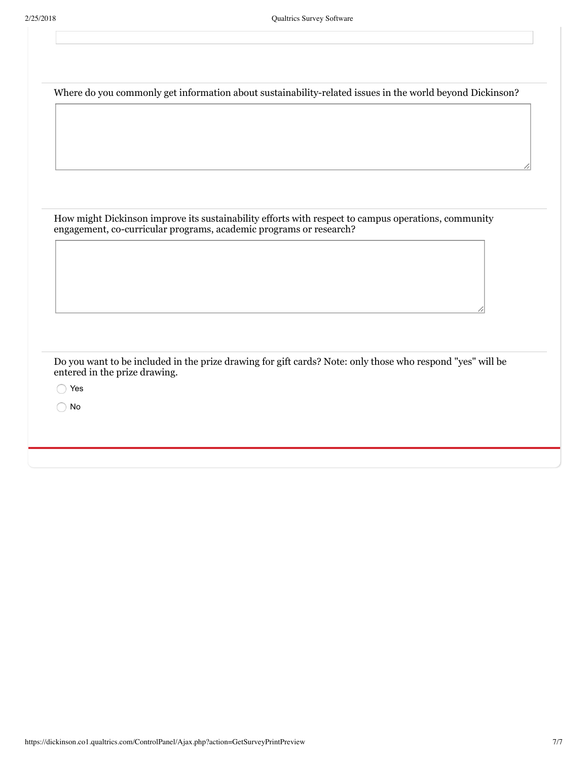Where do you commonly get information about sustainability-related issues in the world beyond Dickinson?

How might Dickinson improve its sustainability efforts with respect to campus operations, community engagement, co-curricular programs, academic programs or research?

Do you want to be included in the prize drawing for gift cards? Note: only those who respond "yes" will be entered in the prize drawing.

- Yes
- No